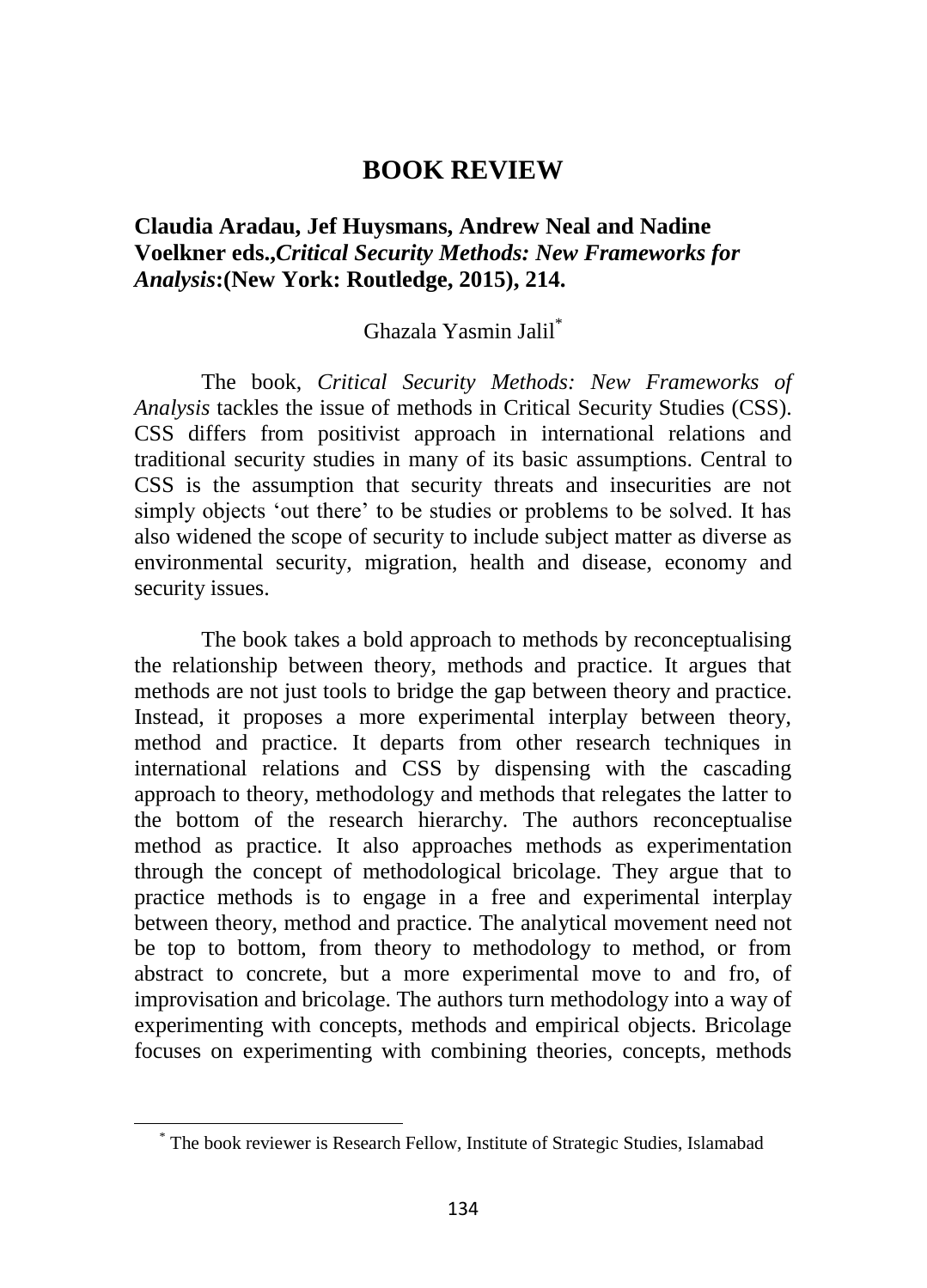# BOOK REVIEW

**Claudia Aradau, Jef Huysmans, Andrew Neal and Nadine Voelkner eds.,*Critical Security Methods: New Frameworks for Analysis*:(New York: Routledge, 2015), 214.**

Ghazala Yasmin Jalil[*]

The book, *Critical Security Methods: New Frameworks of Analysis* tackles the issue of methods in Critical Security Studies (CSS). CSS differs from positivist approach in international relations and traditional security studies in many of its basic assumptions. Central to CSS is the assumption that security threats and insecurities are not simply objects 'out there' to be studies or problems to be solved. It has also widened the scope of security to include subject matter as diverse as environmental security, migration, health and disease, economy and security issues.

The book takes a bold approach to methods by reconceptualising the relationship between theory, methods and practice. It argues that methods are not just tools to bridge the gap between theory and practice. Instead, it proposes a more experimental interplay between theory, method and practice. It departs from other research techniques in international relations and CSS by dispensing with the cascading approach to theory, methodology and methods that relegates the latter to the bottom of the research hierarchy. The authors reconceptualise method as practice. It also approaches methods as experimentation through the concept of methodological bricolage. They argue that to practice methods is to engage in a free and experimental interplay between theory, method and practice. The analytical movement need not be top to bottom, from theory to methodology to method, or from abstract to concrete, but a more experimental move to and fro, of improvisation and bricolage. The authors turn methodology into a way of experimenting with concepts, methods and empirical objects. Bricolage focuses on experimenting with combining theories, concepts, methods

---

[*] The book reviewer is Research Fellow, Institute of Strategic Studies, Islamabad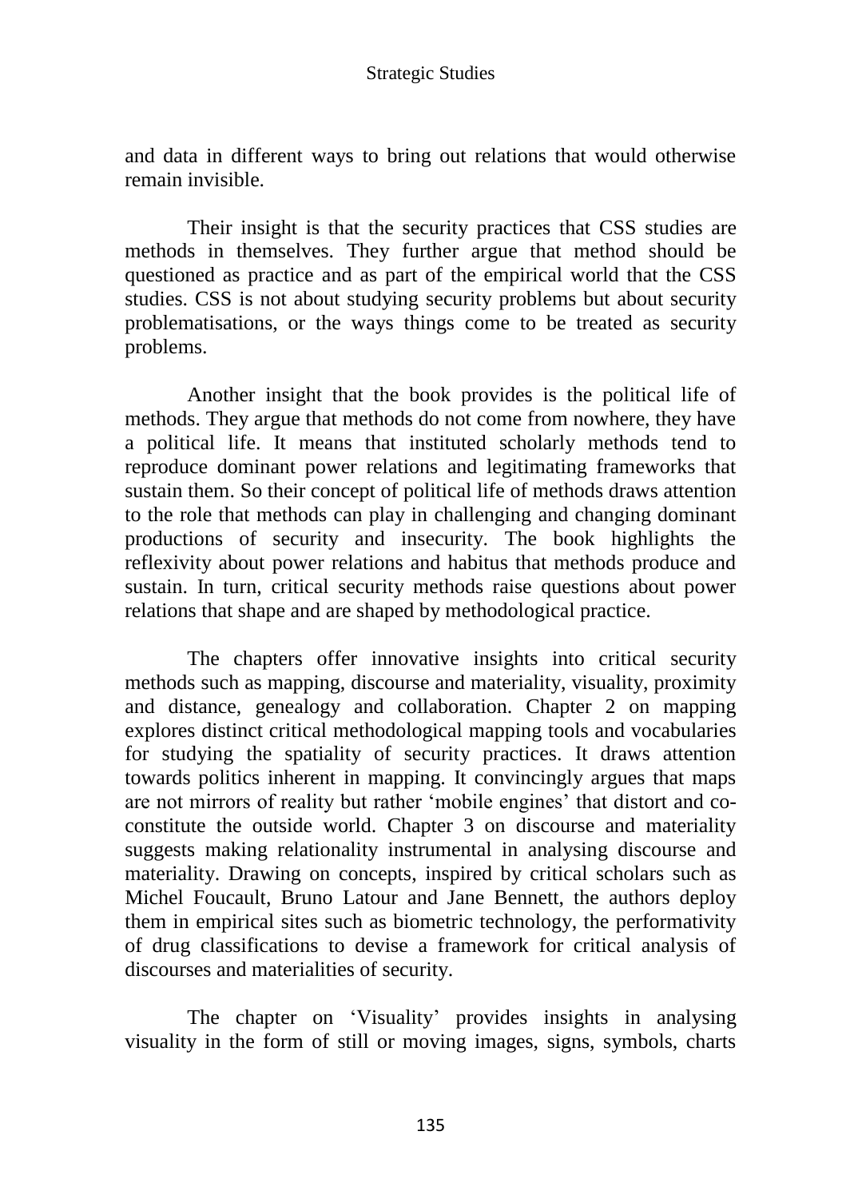and data in different ways to bring out relations that would otherwise remain invisible.

Their insight is that the security practices that CSS studies are methods in themselves. They further argue that method should be questioned as practice and as part of the empirical world that the CSS studies. CSS is not about studying security problems but about security problematisations, or the ways things come to be treated as security problems.

Another insight that the book provides is the political life of methods. They argue that methods do not come from nowhere, they have a political life. It means that instituted scholarly methods tend to reproduce dominant power relations and legitimating frameworks that sustain them. So their concept of political life of methods draws attention to the role that methods can play in challenging and changing dominant productions of security and insecurity. The book highlights the reflexivity about power relations and habitus that methods produce and sustain. In turn, critical security methods raise questions about power relations that shape and are shaped by methodological practice.

The chapters offer innovative insights into critical security methods such as mapping, discourse and materiality, visuality, proximity and distance, genealogy and collaboration. Chapter 2 on mapping explores distinct critical methodological mapping tools and vocabularies for studying the spatiality of security practices. It draws attention towards politics inherent in mapping. It convincingly argues that maps are not mirrors of reality but rather 'mobile engines' that distort and co-constitute the outside world. Chapter 3 on discourse and materiality suggests making relationality instrumental in analysing discourse and materiality. Drawing on concepts, inspired by critical scholars such as Michel Foucault, Bruno Latour and Jane Bennett, the authors deploy them in empirical sites such as biometric technology, the performativity of drug classifications to devise a framework for critical analysis of discourses and materialities of security.

The chapter on 'Visuality' provides insights in analysing visuality in the form of still or moving images, signs, symbols, charts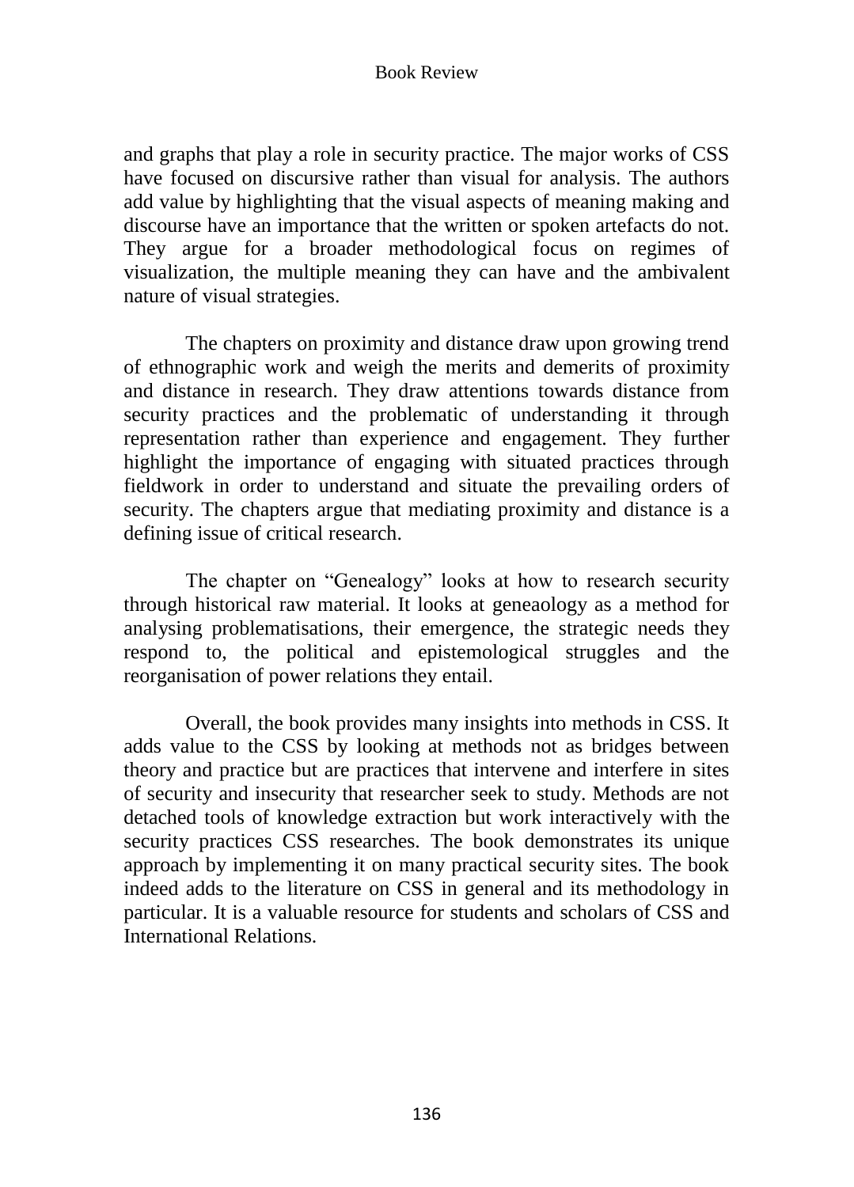and graphs that play a role in security practice. The major works of CSS have focused on discursive rather than visual for analysis. The authors add value by highlighting that the visual aspects of meaning making and discourse have an importance that the written or spoken artefacts do not. They argue for a broader methodological focus on regimes of visualization, the multiple meaning they can have and the ambivalent nature of visual strategies.

The chapters on proximity and distance draw upon growing trend of ethnographic work and weigh the merits and demerits of proximity and distance in research. They draw attentions towards distance from security practices and the problematic of understanding it through representation rather than experience and engagement. They further highlight the importance of engaging with situated practices through fieldwork in order to understand and situate the prevailing orders of security. The chapters argue that mediating proximity and distance is a defining issue of critical research.

The chapter on "Genealogy" looks at how to research security through historical raw material. It looks at geneaology as a method for analysing problematisations, their emergence, the strategic needs they respond to, the political and epistemological struggles and the reorganisation of power relations they entail.

Overall, the book provides many insights into methods in CSS. It adds value to the CSS by looking at methods not as bridges between theory and practice but are practices that intervene and interfere in sites of security and insecurity that researcher seek to study. Methods are not detached tools of knowledge extraction but work interactively with the security practices CSS researches. The book demonstrates its unique approach by implementing it on many practical security sites. The book indeed adds to the literature on CSS in general and its methodology in particular. It is a valuable resource for students and scholars of CSS and International Relations.